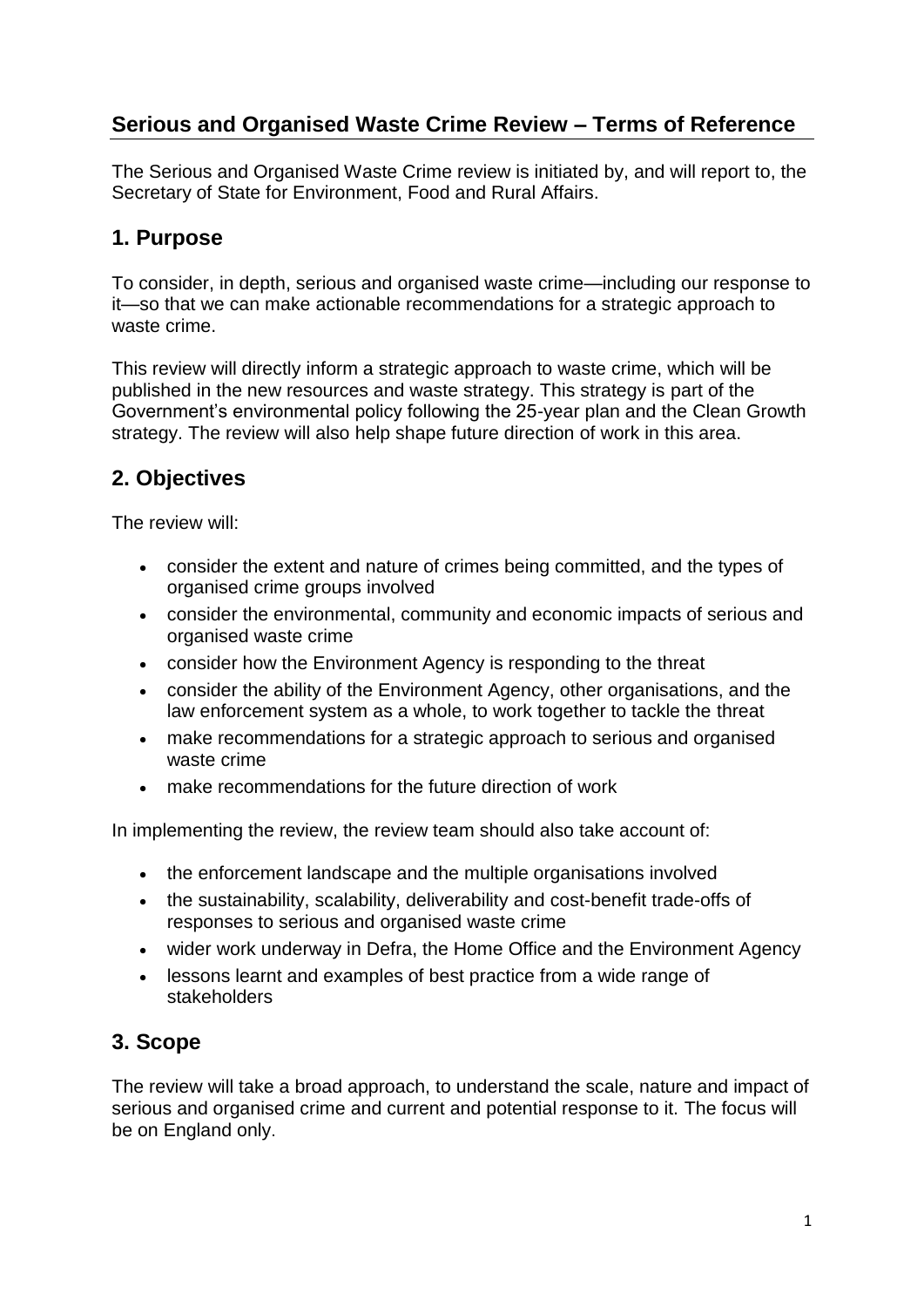## Serious and Organised Waste Crime Review – Terms of Reference

The Serious and Organised Waste Crime review is initiated by, and will report to, the Secretary of State for Environment, Food and Rural Affairs.

## 1. Purpose

To consider, in depth, serious and organised waste crime—including our response to it—so that we can make actionable recommendations for a strategic approach to waste crime.

This review will directly inform a strategic approach to waste crime, which will be published in the new resources and waste strategy. This strategy is part of the Government's environmental policy following the 25-year plan and the Clean Growth strategy. The review will also help shape future direction of work in this area.

## 2. Objectives

The review will:

- consider the extent and nature of crimes being committed, and the types of organised crime groups involved
- consider the environmental, community and economic impacts of serious and organised waste crime
- consider how the Environment Agency is responding to the threat
- consider the ability of the Environment Agency, other organisations, and the law enforcement system as a whole, to work together to tackle the threat
- make recommendations for a strategic approach to serious and organised waste crime
- make recommendations for the future direction of work

In implementing the review, the review team should also take account of:

- the enforcement landscape and the multiple organisations involved
- the sustainability, scalability, deliverability and cost-benefit trade-offs of responses to serious and organised waste crime
- wider work underway in Defra, the Home Office and the Environment Agency
- lessons learnt and examples of best practice from a wide range of stakeholders

## 3. Scope

The review will take a broad approach, to understand the scale, nature and impact of serious and organised crime and current and potential response to it. The focus will be on England only.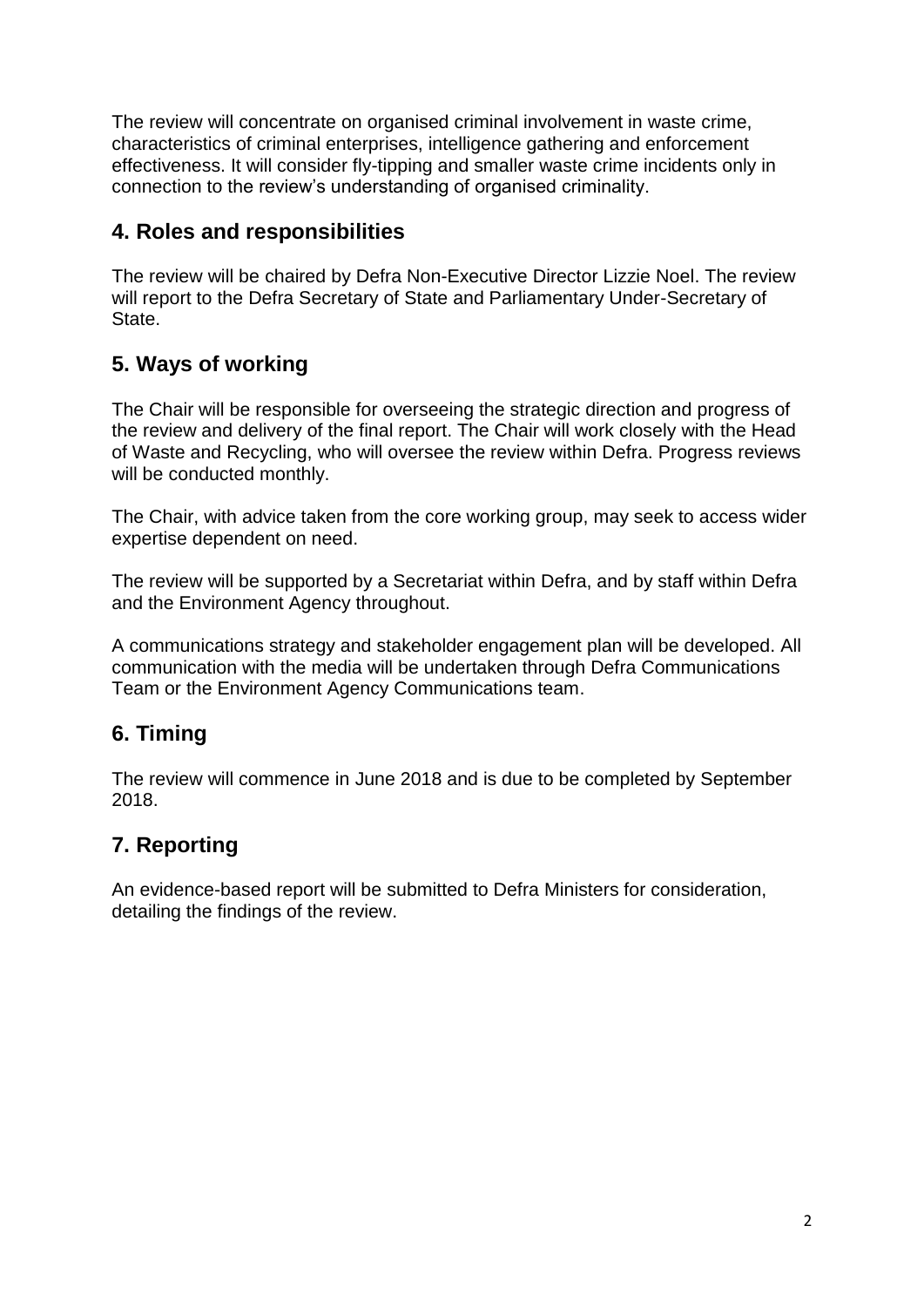The review will concentrate on organised criminal involvement in waste crime, characteristics of criminal enterprises, intelligence gathering and enforcement effectiveness. It will consider fly-tipping and smaller waste crime incidents only in connection to the review's understanding of organised criminality.

## 4. Roles and responsibilities

The review will be chaired by Defra Non-Executive Director Lizzie Noel. The review will report to the Defra Secretary of State and Parliamentary Under-Secretary of State.

## 5. Ways of working

The Chair will be responsible for overseeing the strategic direction and progress of the review and delivery of the final report. The Chair will work closely with the Head of Waste and Recycling, who will oversee the review within Defra. Progress reviews will be conducted monthly.

The Chair, with advice taken from the core working group, may seek to access wider expertise dependent on need.

The review will be supported by a Secretariat within Defra, and by staff within Defra and the Environment Agency throughout.

A communications strategy and stakeholder engagement plan will be developed. All communication with the media will be undertaken through Defra Communications Team or the Environment Agency Communications team.

## 6. Timing

The review will commence in June 2018 and is due to be completed by September 2018.

## 7. Reporting

An evidence-based report will be submitted to Defra Ministers for consideration, detailing the findings of the review.